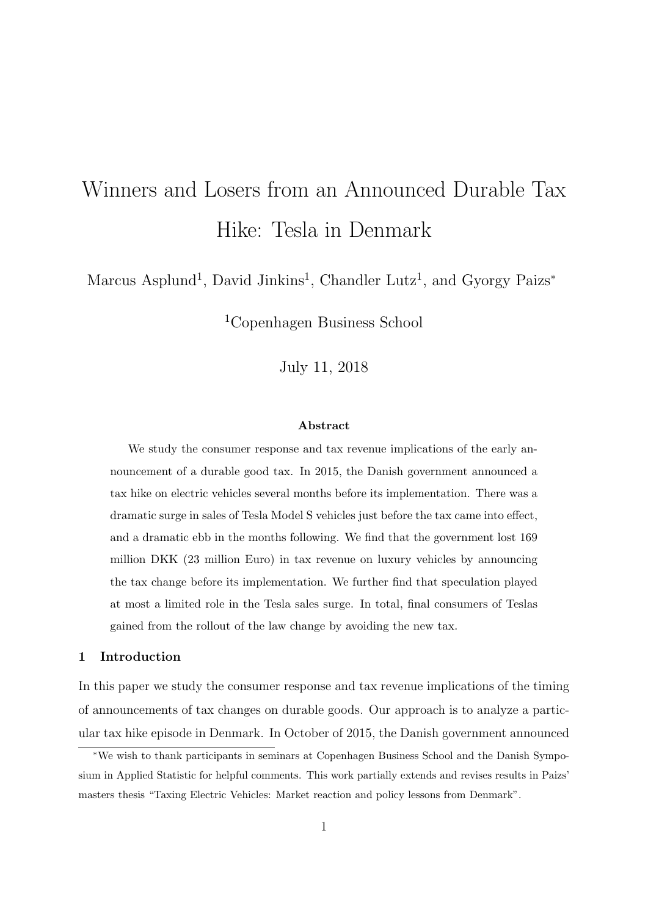# Winners and Losers from an Announced Durable Tax Hike: Tesla in Denmark

Marcus Asplund[1], David Jinkins[1], Chandler Lutz[1], and Gyorgy Paizs[*]

[1]Copenhagen Business School

July 11, 2018

### Abstract

We study the consumer response and tax revenue implications of the early announcement of a durable good tax. In 2015, the Danish government announced a tax hike on electric vehicles several months before its implementation. There was a dramatic surge in sales of Tesla Model S vehicles just before the tax came into effect, and a dramatic ebb in the months following. We find that the government lost 169 million DKK (23 million Euro) in tax revenue on luxury vehicles by announcing the tax change before its implementation. We further find that speculation played at most a limited role in the Tesla sales surge. In total, final consumers of Teslas gained from the rollout of the law change by avoiding the new tax.

## 1 Introduction

In this paper we study the consumer response and tax revenue implications of the timing of announcements of tax changes on durable goods. Our approach is to analyze a particular tax hike episode in Denmark. In October of 2015, the Danish government announced

[*]We wish to thank participants in seminars at Copenhagen Business School and the Danish Symposium in Applied Statistic for helpful comments. This work partially extends and revises results in Paizs' masters thesis "Taxing Electric Vehicles: Market reaction and policy lessons from Denmark".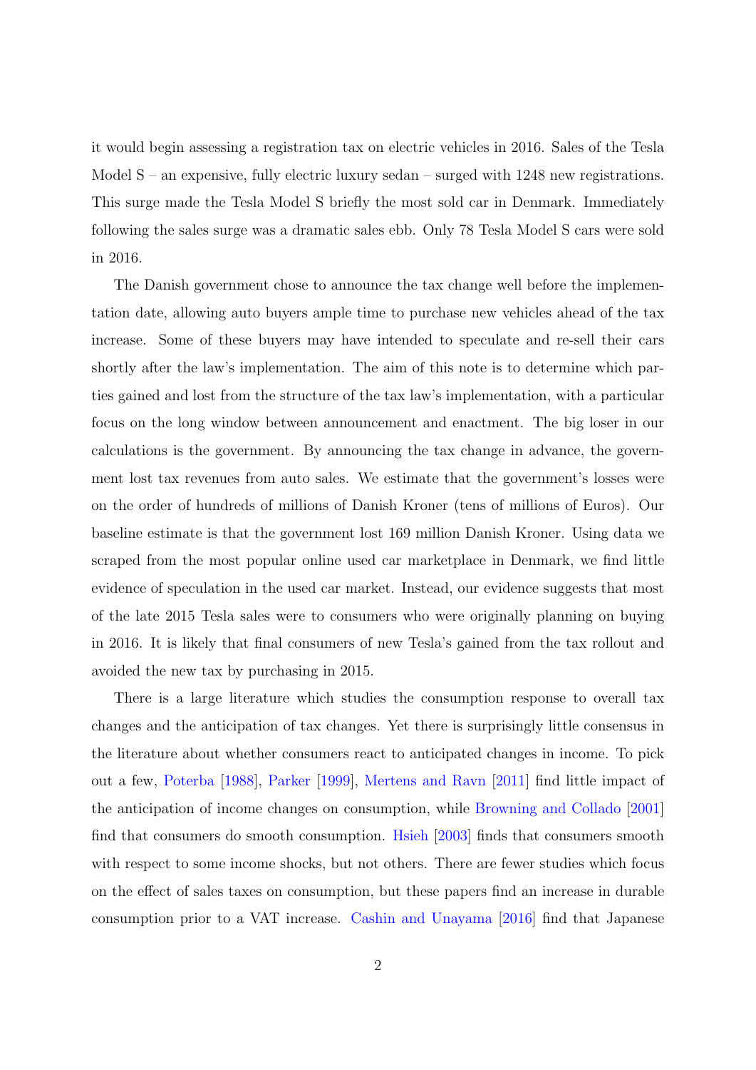it would begin assessing a registration tax on electric vehicles in 2016. Sales of the Tesla Model S – an expensive, fully electric luxury sedan – surged with 1248 new registrations. This surge made the Tesla Model S briefly the most sold car in Denmark. Immediately following the sales surge was a dramatic sales ebb. Only 78 Tesla Model S cars were sold in 2016.

The Danish government chose to announce the tax change well before the implementation date, allowing auto buyers ample time to purchase new vehicles ahead of the tax increase. Some of these buyers may have intended to speculate and re-sell their cars shortly after the law's implementation. The aim of this note is to determine which parties gained and lost from the structure of the tax law's implementation, with a particular focus on the long window between announcement and enactment. The big loser in our calculations is the government. By announcing the tax change in advance, the government lost tax revenues from auto sales. We estimate that the government's losses were on the order of hundreds of millions of Danish Kroner (tens of millions of Euros). Our baseline estimate is that the government lost 169 million Danish Kroner. Using data we scraped from the most popular online used car marketplace in Denmark, we find little evidence of speculation in the used car market. Instead, our evidence suggests that most of the late 2015 Tesla sales were to consumers who were originally planning on buying in 2016. It is likely that final consumers of new Tesla's gained from the tax rollout and avoided the new tax by purchasing in 2015.

There is a large literature which studies the consumption response to overall tax changes and the anticipation of tax changes. Yet there is surprisingly little consensus in the literature about whether consumers react to anticipated changes in income. To pick out a few, Poterba [1988], Parker [1999], Mertens and Ravn [2011] find little impact of the anticipation of income changes on consumption, while Browning and Collado [2001] find that consumers do smooth consumption. Hsieh [2003] finds that consumers smooth with respect to some income shocks, but not others. There are fewer studies which focus on the effect of sales taxes on consumption, but these papers find an increase in durable consumption prior to a VAT increase. Cashin and Unayama [2016] find that Japanese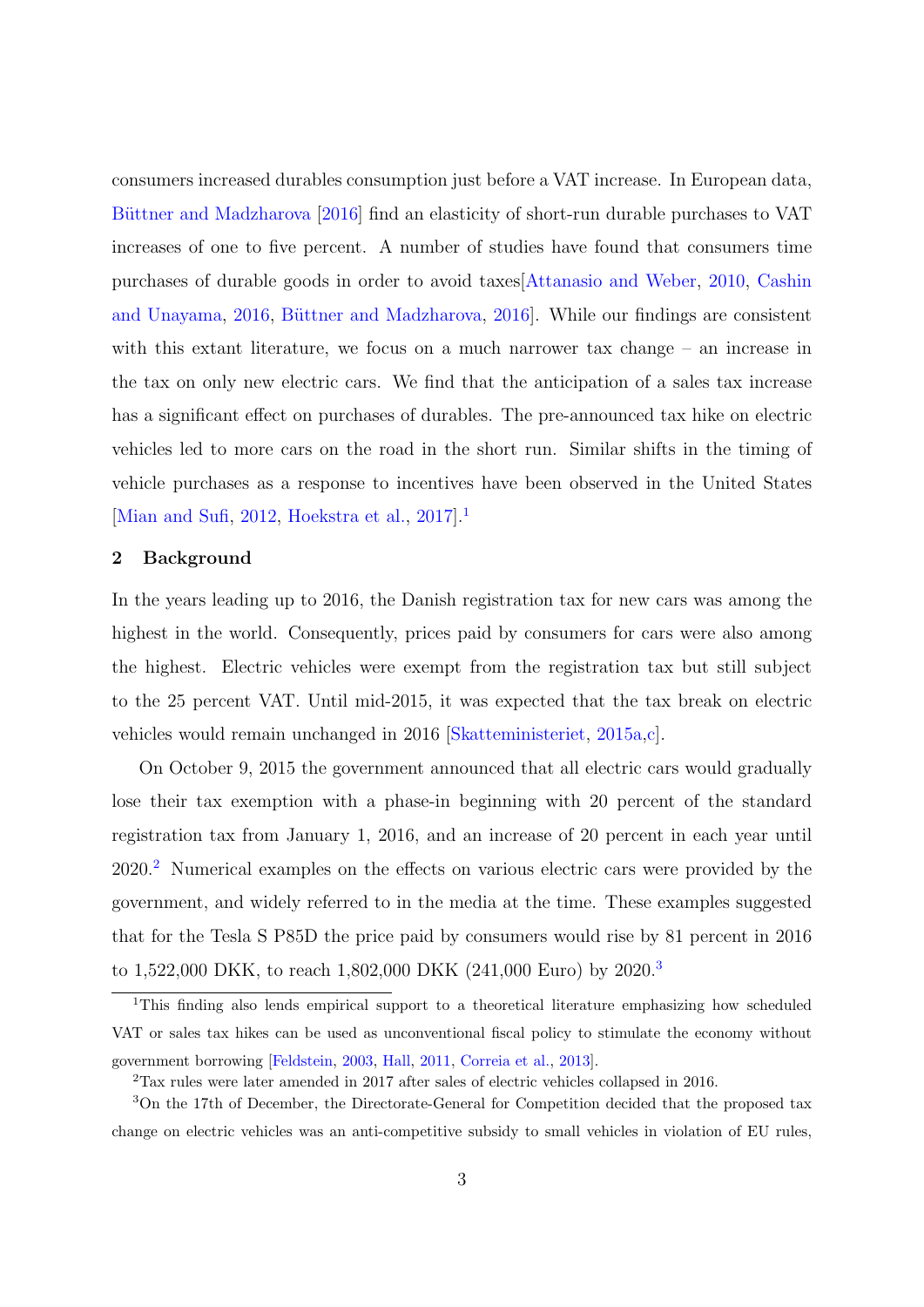consumers increased durables consumption just before a VAT increase. In European data, Büttner and Madzharova [2016] find an elasticity of short-run durable purchases to VAT increases of one to five percent. A number of studies have found that consumers time purchases of durable goods in order to avoid taxes[Attanasio and Weber, 2010, Cashin and Unayama, 2016, Büttner and Madzharova, 2016]. While our findings are consistent with this extant literature, we focus on a much narrower tax change – an increase in the tax on only new electric cars. We find that the anticipation of a sales tax increase has a significant effect on purchases of durables. The pre-announced tax hike on electric vehicles led to more cars on the road in the short run. Similar shifts in the timing of vehicle purchases as a response to incentives have been observed in the United States [Mian and Sufi, 2012, Hoekstra et al., 2017].[1]

## 2 Background

In the years leading up to 2016, the Danish registration tax for new cars was among the highest in the world. Consequently, prices paid by consumers for cars were also among the highest. Electric vehicles were exempt from the registration tax but still subject to the 25 percent VAT. Until mid-2015, it was expected that the tax break on electric vehicles would remain unchanged in 2016 [Skatteministeriet, 2015a,c].

On October 9, 2015 the government announced that all electric cars would gradually lose their tax exemption with a phase-in beginning with 20 percent of the standard registration tax from January 1, 2016, and an increase of 20 percent in each year until 2020.[2] Numerical examples on the effects on various electric cars were provided by the government, and widely referred to in the media at the time. These examples suggested that for the Tesla S P85D the price paid by consumers would rise by 81 percent in 2016 to 1,522,000 DKK, to reach 1,802,000 DKK (241,000 Euro) by 2020.[3]

[1] This finding also lends empirical support to a theoretical literature emphasizing how scheduled VAT or sales tax hikes can be used as unconventional fiscal policy to stimulate the economy without government borrowing [Feldstein, 2003, Hall, 2011, Correia et al., 2013].

[2] Tax rules were later amended in 2017 after sales of electric vehicles collapsed in 2016.

[3] On the 17th of December, the Directorate-General for Competition decided that the proposed tax change on electric vehicles was an anti-competitive subsidy to small vehicles in violation of EU rules,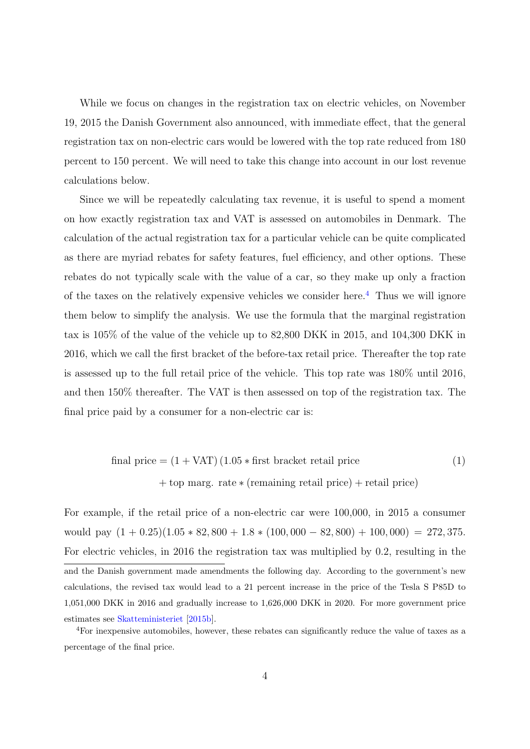While we focus on changes in the registration tax on electric vehicles, on November 19, 2015 the Danish Government also announced, with immediate effect, that the general registration tax on non-electric cars would be lowered with the top rate reduced from 180 percent to 150 percent. We will need to take this change into account in our lost revenue calculations below.

Since we will be repeatedly calculating tax revenue, it is useful to spend a moment on how exactly registration tax and VAT is assessed on automobiles in Denmark. The calculation of the actual registration tax for a particular vehicle can be quite complicated as there are myriad rebates for safety features, fuel efficiency, and other options. These rebates do not typically scale with the value of a car, so they make up only a fraction of the taxes on the relatively expensive vehicles we consider here.[4] Thus we will ignore them below to simplify the analysis. We use the formula that the marginal registration tax is 105% of the value of the vehicle up to 82,800 DKK in 2015, and 104,300 DKK in 2016, which we call the first bracket of the before-tax retail price. Thereafter the top rate is assessed up to the full retail price of the vehicle. This top rate was 180% until 2016, and then 150% thereafter. The VAT is then assessed on top of the registration tax. The final price paid by a consumer for a non-electric car is:

$$
\begin{aligned}
\text{final price} = (1 + \text{VAT})\,(1.05 * \text{first bracket retail price} \\
+ \text{top marg. rate} * (\text{remaining retail price}) + \text{retail price})
\end{aligned}
\tag{1}
$$

For example, if the retail price of a non-electric car were 100,000, in 2015 a consumer would pay $(1 + 0.25)(1.05 * 82,800 + 1.8 * (100,000 - 82,800) + 100,000) = 272,375$. For electric vehicles, in 2016 the registration tax was multiplied by 0.2, resulting in the

and the Danish government made amendments the following day. According to the government's new calculations, the revised tax would lead to a 21 percent increase in the price of the Tesla S P85D to 1,051,000 DKK in 2016 and gradually increase to 1,626,000 DKK in 2020. For more government price estimates see Skatteministeriet [2015b].

[4] For inexpensive automobiles, however, these rebates can significantly reduce the value of taxes as a percentage of the final price.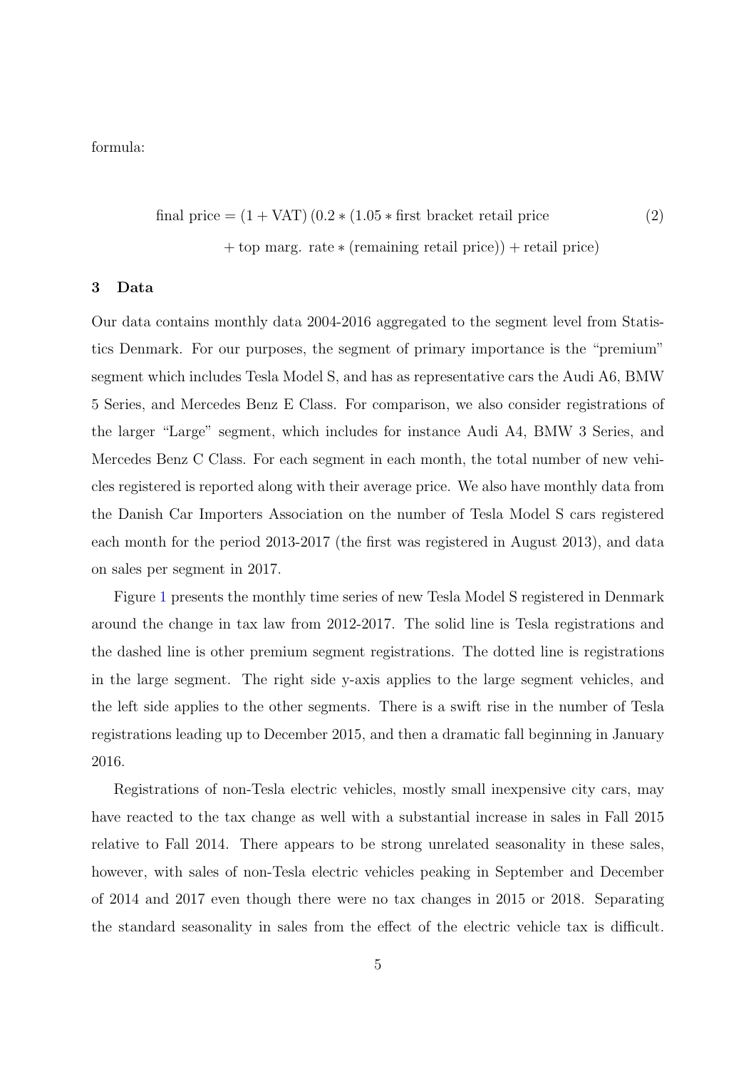formula:

$$\text{final price} = (1 + \text{VAT})\,(0.2 * (1.05 * \text{first bracket retail price} + \text{top marg. rate} * (\text{remaining retail price})) + \text{retail price}) \tag{2}$$

## 3 Data

Our data contains monthly data 2004-2016 aggregated to the segment level from Statistics Denmark. For our purposes, the segment of primary importance is the "premium" segment which includes Tesla Model S, and has as representative cars the Audi A6, BMW 5 Series, and Mercedes Benz E Class. For comparison, we also consider registrations of the larger "Large" segment, which includes for instance Audi A4, BMW 3 Series, and Mercedes Benz C Class. For each segment in each month, the total number of new vehicles registered is reported along with their average price. We also have monthly data from the Danish Car Importers Association on the number of Tesla Model S cars registered each month for the period 2013-2017 (the first was registered in August 2013), and data on sales per segment in 2017.

Figure 1 presents the monthly time series of new Tesla Model S registered in Denmark around the change in tax law from 2012-2017. The solid line is Tesla registrations and the dashed line is other premium segment registrations. The dotted line is registrations in the large segment. The right side y-axis applies to the large segment vehicles, and the left side applies to the other segments. There is a swift rise in the number of Tesla registrations leading up to December 2015, and then a dramatic fall beginning in January 2016.

Registrations of non-Tesla electric vehicles, mostly small inexpensive city cars, may have reacted to the tax change as well with a substantial increase in sales in Fall 2015 relative to Fall 2014. There appears to be strong unrelated seasonality in these sales, however, with sales of non-Tesla electric vehicles peaking in September and December of 2014 and 2017 even though there were no tax changes in 2015 or 2018. Separating the standard seasonality in sales from the effect of the electric vehicle tax is difficult.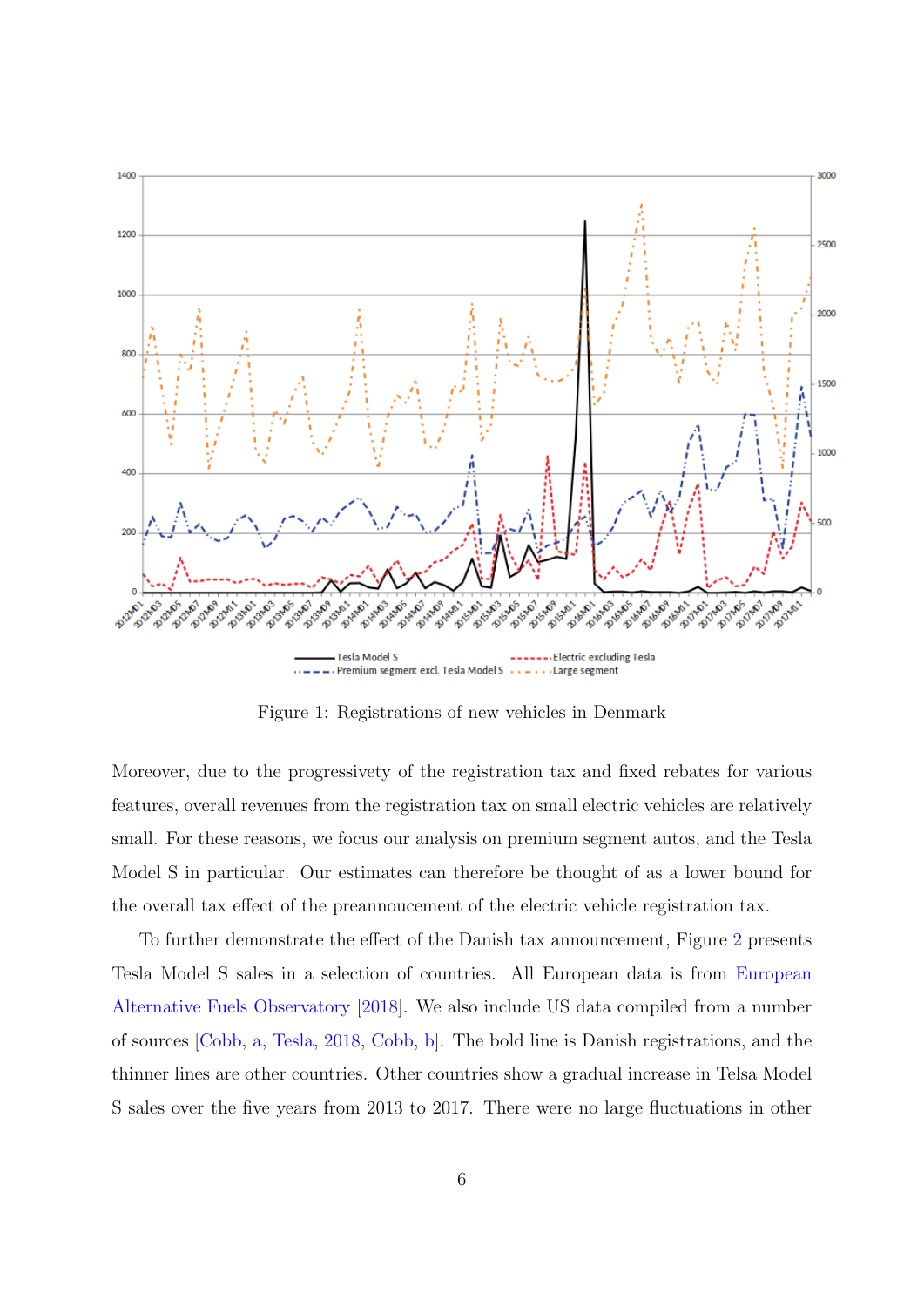Figure 1: Registrations of new vehicles in Denmark

Moreover, due to the progressivety of the registration tax and fixed rebates for various features, overall revenues from the registration tax on small electric vehicles are relatively small. For these reasons, we focus our analysis on premium segment autos, and the Tesla Model S in particular. Our estimates can therefore be thought of as a lower bound for the overall tax effect of the preannoucement of the electric vehicle registration tax.

To further demonstrate the effect of the Danish tax announcement, Figure 2 presents Tesla Model S sales in a selection of countries. All European data is from European Alternative Fuels Observatory [2018]. We also include US data compiled from a number of sources [Cobb, a, Tesla, 2018, Cobb, b]. The bold line is Danish registrations, and the thinner lines are other countries. Other countries show a gradual increase in Telsa Model S sales over the five years from 2013 to 2017. There were no large fluctuations in other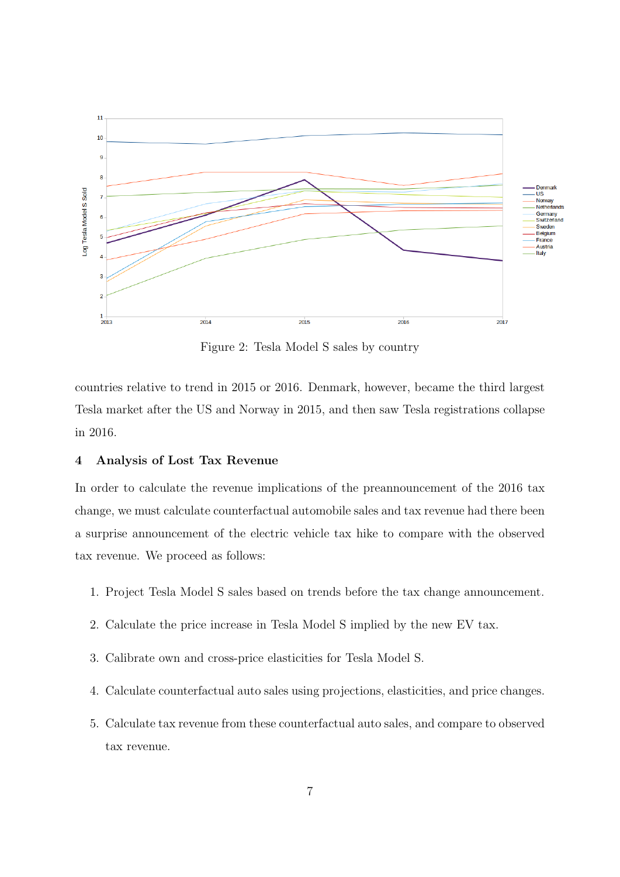Figure 2: Tesla Model S sales by country

countries relative to trend in 2015 or 2016. Denmark, however, became the third largest Tesla market after the US and Norway in 2015, and then saw Tesla registrations collapse in 2016.

## 4 Analysis of Lost Tax Revenue

In order to calculate the revenue implications of the preannouncement of the 2016 tax change, we must calculate counterfactual automobile sales and tax revenue had there been a surprise announcement of the electric vehicle tax hike to compare with the observed tax revenue. We proceed as follows:

1. Project Tesla Model S sales based on trends before the tax change announcement.
2. Calculate the price increase in Tesla Model S implied by the new EV tax.
3. Calibrate own and cross-price elasticities for Tesla Model S.
4. Calculate counterfactual auto sales using projections, elasticities, and price changes.
5. Calculate tax revenue from these counterfactual auto sales, and compare to observed tax revenue.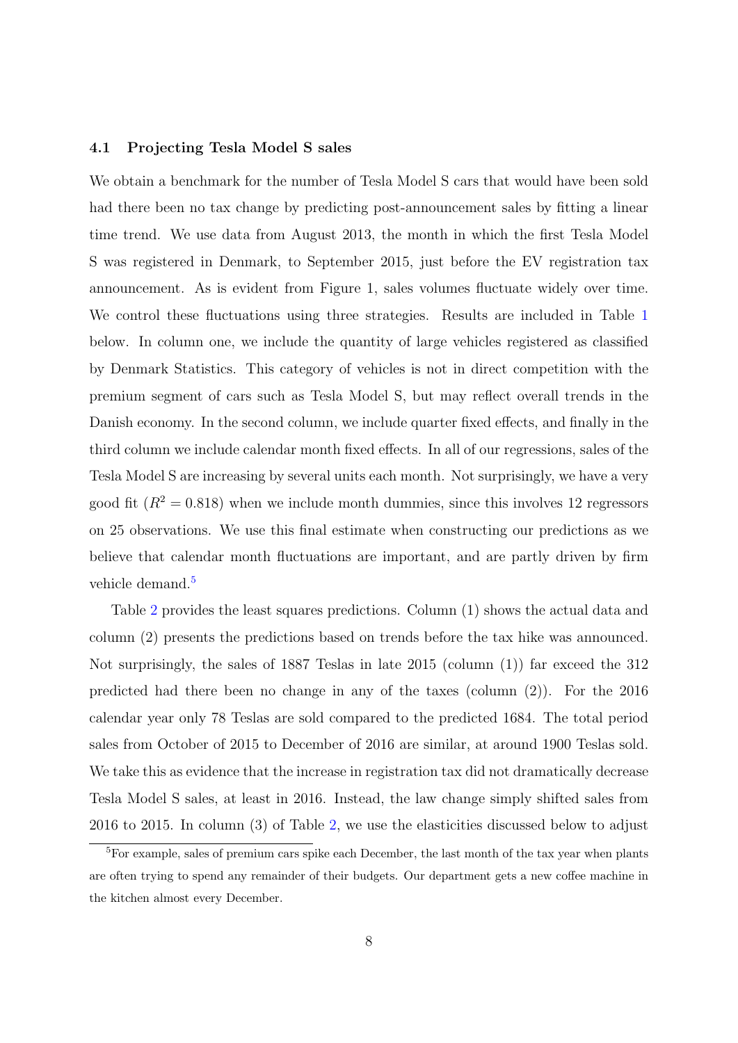### 4.1 Projecting Tesla Model S sales

We obtain a benchmark for the number of Tesla Model S cars that would have been sold had there been no tax change by predicting post-announcement sales by fitting a linear time trend. We use data from August 2013, the month in which the first Tesla Model S was registered in Denmark, to September 2015, just before the EV registration tax announcement. As is evident from Figure 1, sales volumes fluctuate widely over time. We control these fluctuations using three strategies. Results are included in Table 1 below. In column one, we include the quantity of large vehicles registered as classified by Denmark Statistics. This category of vehicles is not in direct competition with the premium segment of cars such as Tesla Model S, but may reflect overall trends in the Danish economy. In the second column, we include quarter fixed effects, and finally in the third column we include calendar month fixed effects. In all of our regressions, sales of the Tesla Model S are increasing by several units each month. Not surprisingly, we have a very good fit ($R^2 = 0.818$) when we include month dummies, since this involves 12 regressors on 25 observations. We use this final estimate when constructing our predictions as we believe that calendar month fluctuations are important, and are partly driven by firm vehicle demand.[5]

Table 2 provides the least squares predictions. Column (1) shows the actual data and column (2) presents the predictions based on trends before the tax hike was announced. Not surprisingly, the sales of 1887 Teslas in late 2015 (column (1)) far exceed the 312 predicted had there been no change in any of the taxes (column (2)). For the 2016 calendar year only 78 Teslas are sold compared to the predicted 1684. The total period sales from October of 2015 to December of 2016 are similar, at around 1900 Teslas sold. We take this as evidence that the increase in registration tax did not dramatically decrease Tesla Model S sales, at least in 2016. Instead, the law change simply shifted sales from 2016 to 2015. In column (3) of Table 2, we use the elasticities discussed below to adjust

[5]For example, sales of premium cars spike each December, the last month of the tax year when plants are often trying to spend any remainder of their budgets. Our department gets a new coffee machine in the kitchen almost every December.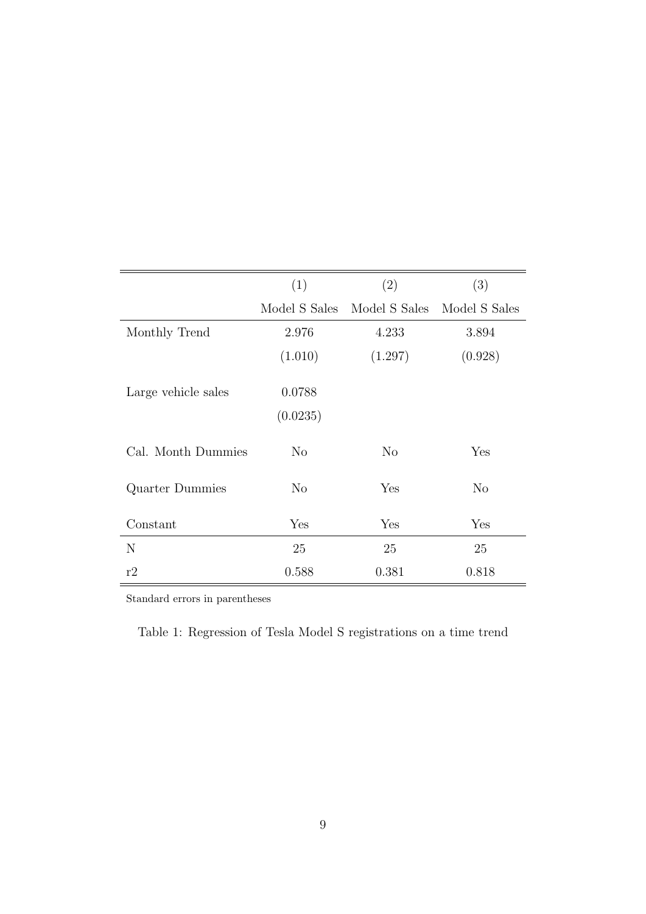| | (1) | (2) | (3) |
|---|---|---|---|
| | Model S Sales | Model S Sales | Model S Sales |
| Monthly Trend | 2.976 | 4.233 | 3.894 |
| | (1.010) | (1.297) | (0.928) |
| Large vehicle sales | 0.0788 | | |
| | (0.0235) | | |
| Cal. Month Dummies | No | No | Yes |
| Quarter Dummies | No | Yes | No |
| Constant | Yes | Yes | Yes |
| N | 25 | 25 | 25 |
| r2 | 0.588 | 0.381 | 0.818 |

Standard errors in parentheses

Table 1: Regression of Tesla Model S registrations on a time trend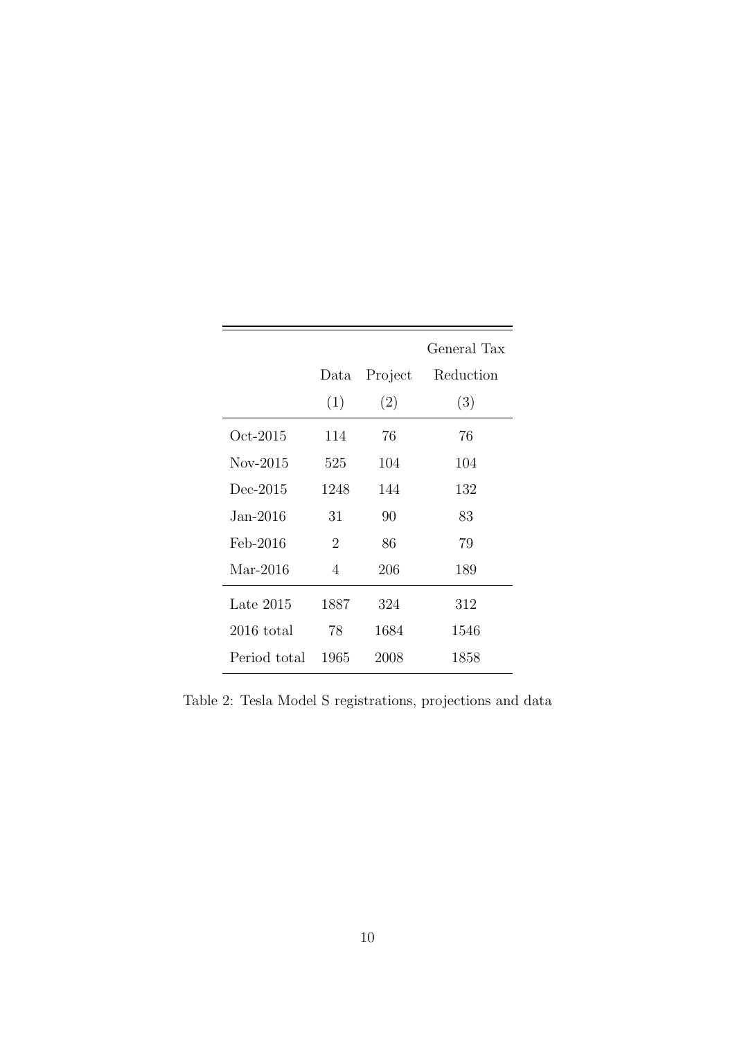| | Data (1) | Project (2) | General Tax Reduction (3) |
|---|---|---|---|
| Oct-2015 | 114 | 76 | 76 |
| Nov-2015 | 525 | 104 | 104 |
| Dec-2015 | 1248 | 144 | 132 |
| Jan-2016 | 31 | 90 | 83 |
| Feb-2016 | 2 | 86 | 79 |
| Mar-2016 | 4 | 206 | 189 |
| Late 2015 | 1887 | 324 | 312 |
| 2016 total | 78 | 1684 | 1546 |
| Period total | 1965 | 2008 | 1858 |

Table 2: Tesla Model S registrations, projections and data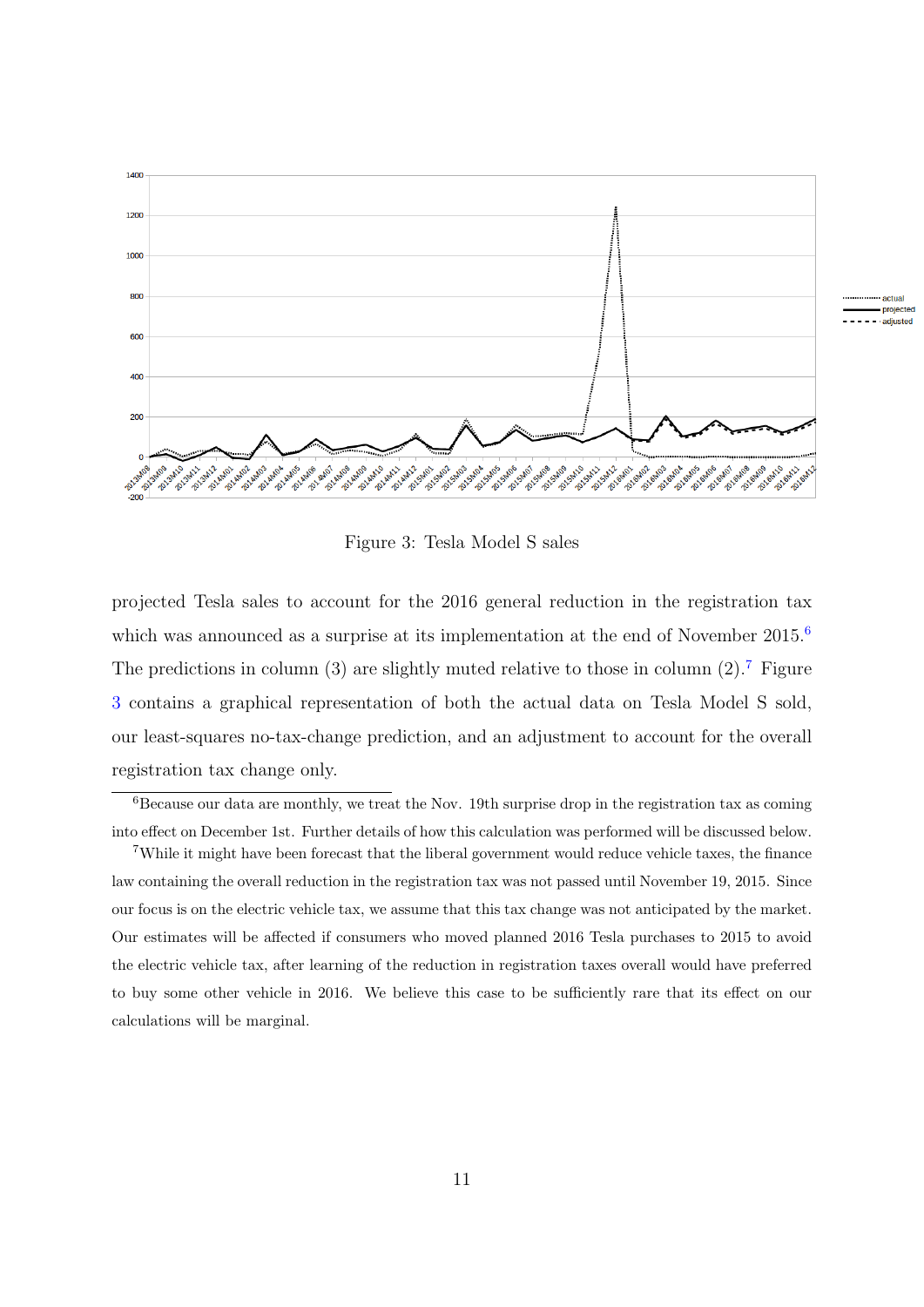Figure 3: Tesla Model S sales

projected Tesla sales to account for the 2016 general reduction in the registration tax which was announced as a surprise at its implementation at the end of November 2015.[6] The predictions in column (3) are slightly muted relative to those in column (2).[7] Figure 3 contains a graphical representation of both the actual data on Tesla Model S sold, our least-squares no-tax-change prediction, and an adjustment to account for the overall registration tax change only.

[6] Because our data are monthly, we treat the Nov. 19th surprise drop in the registration tax as coming into effect on December 1st. Further details of how this calculation was performed will be discussed below.

[7] While it might have been forecast that the liberal government would reduce vehicle taxes, the finance law containing the overall reduction in the registration tax was not passed until November 19, 2015. Since our focus is on the electric vehicle tax, we assume that this tax change was not anticipated by the market. Our estimates will be affected if consumers who moved planned 2016 Tesla purchases to 2015 to avoid the electric vehicle tax, after learning of the reduction in registration taxes overall would have preferred to buy some other vehicle in 2016. We believe this case to be sufficiently rare that its effect on our calculations will be marginal.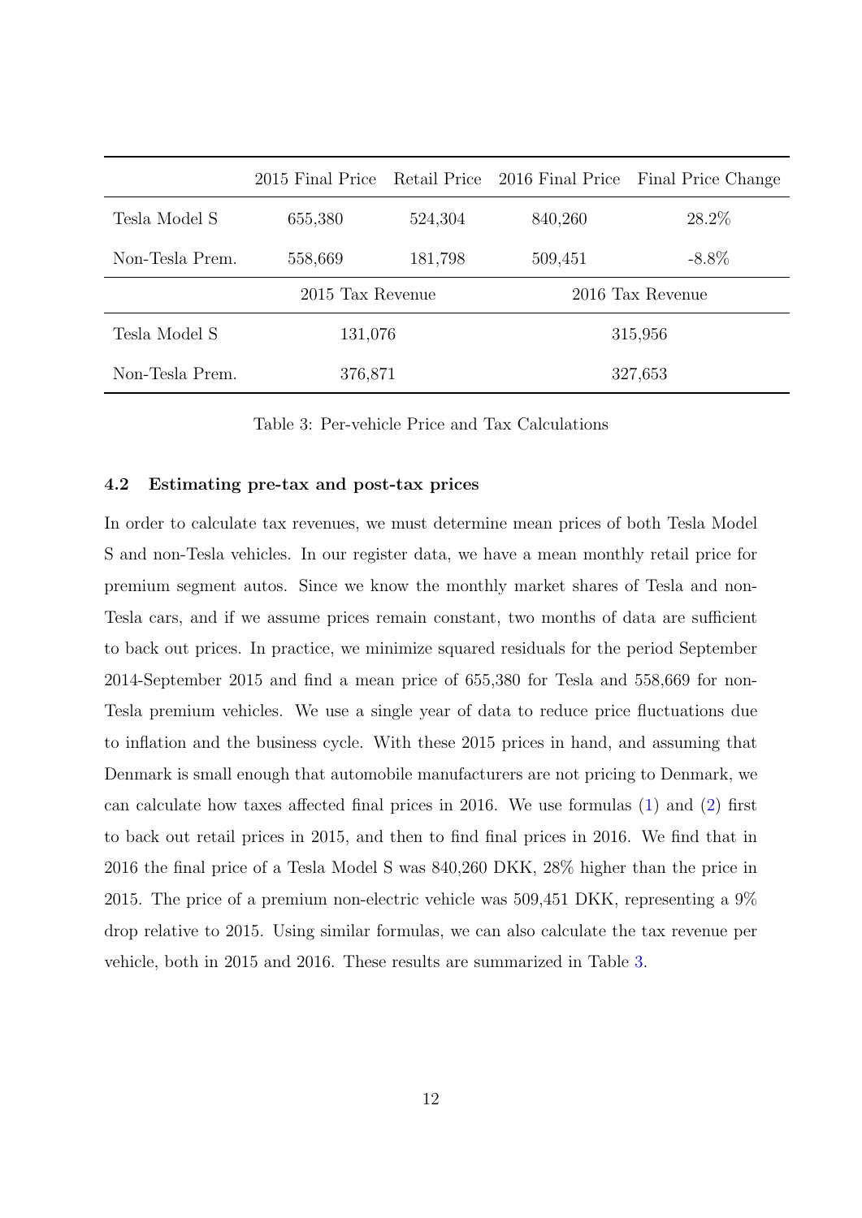| | 2015 Final Price | Retail Price | 2016 Final Price | Final Price Change |
|---|---|---|---|---|
| Tesla Model S | 655,380 | 524,304 | 840,260 | 28.2% |
| Non-Tesla Prem. | 558,669 | 181,798 | 509,451 | -8.8% |
| | 2015 Tax Revenue | | 2016 Tax Revenue | |
| Tesla Model S | 131,076 | | 315,956 | |
| Non-Tesla Prem. | 376,871 | | 327,653 | |

Table 3: Per-vehicle Price and Tax Calculations

### 4.2 Estimating pre-tax and post-tax prices

In order to calculate tax revenues, we must determine mean prices of both Tesla Model S and non-Tesla vehicles. In our register data, we have a mean monthly retail price for premium segment autos. Since we know the monthly market shares of Tesla and non-Tesla cars, and if we assume prices remain constant, two months of data are sufficient to back out prices. In practice, we minimize squared residuals for the period September 2014-September 2015 and find a mean price of 655,380 for Tesla and 558,669 for non-Tesla premium vehicles. We use a single year of data to reduce price fluctuations due to inflation and the business cycle. With these 2015 prices in hand, and assuming that Denmark is small enough that automobile manufacturers are not pricing to Denmark, we can calculate how taxes affected final prices in 2016. We use formulas (1) and (2) first to back out retail prices in 2015, and then to find final prices in 2016. We find that in 2016 the final price of a Tesla Model S was 840,260 DKK, 28% higher than the price in 2015. The price of a premium non-electric vehicle was 509,451 DKK, representing a 9% drop relative to 2015. Using similar formulas, we can also calculate the tax revenue per vehicle, both in 2015 and 2016. These results are summarized in Table 3.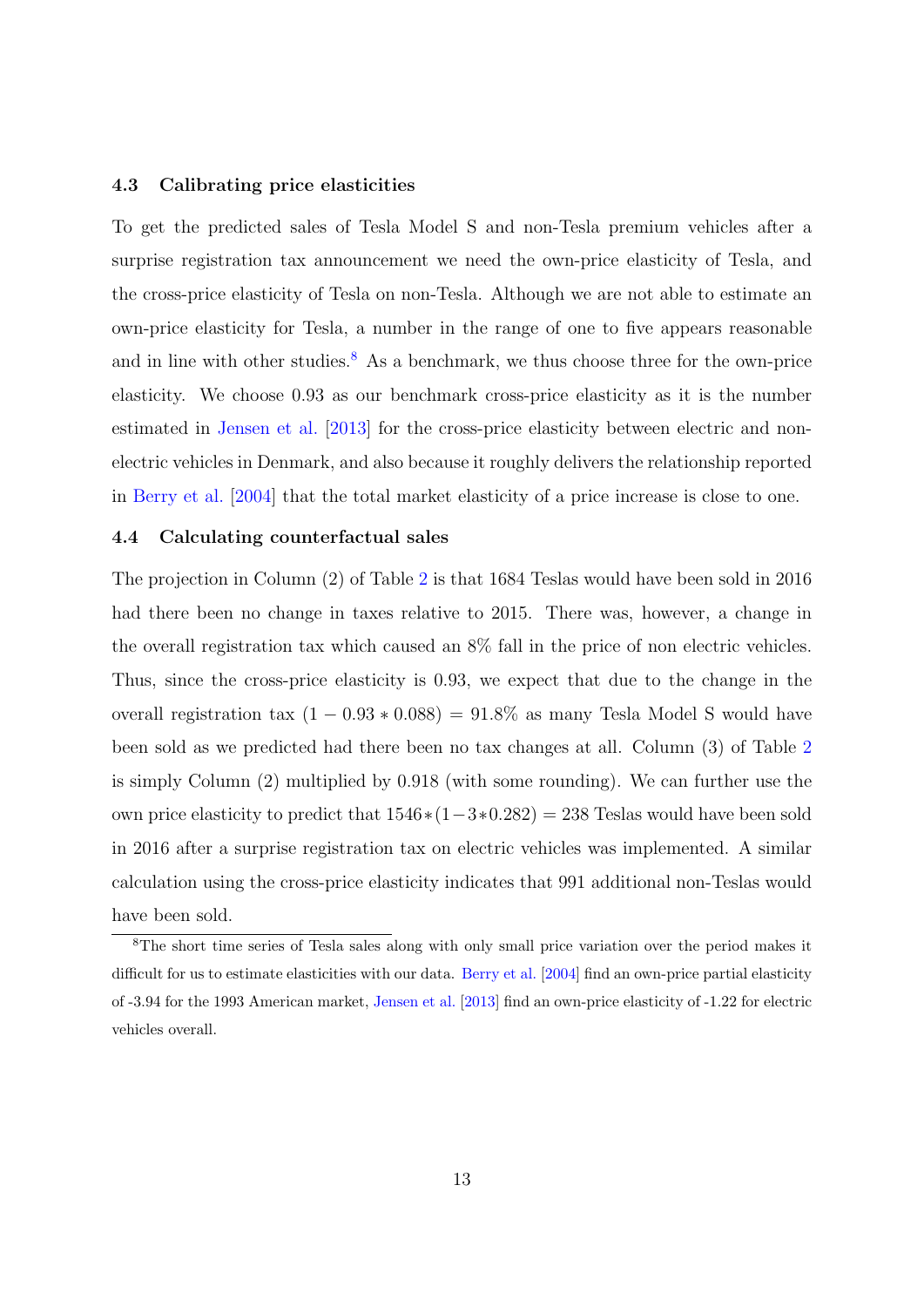### 4.3 Calibrating price elasticities

To get the predicted sales of Tesla Model S and non-Tesla premium vehicles after a surprise registration tax announcement we need the own-price elasticity of Tesla, and the cross-price elasticity of Tesla on non-Tesla. Although we are not able to estimate an own-price elasticity for Tesla, a number in the range of one to five appears reasonable and in line with other studies.[8] As a benchmark, we thus choose three for the own-price elasticity. We choose 0.93 as our benchmark cross-price elasticity as it is the number estimated in Jensen et al. [2013] for the cross-price elasticity between electric and non-electric vehicles in Denmark, and also because it roughly delivers the relationship reported in Berry et al. [2004] that the total market elasticity of a price increase is close to one.

### 4.4 Calculating counterfactual sales

The projection in Column (2) of Table 2 is that 1684 Teslas would have been sold in 2016 had there been no change in taxes relative to 2015. There was, however, a change in the overall registration tax which caused an 8% fall in the price of non electric vehicles. Thus, since the cross-price elasticity is 0.93, we expect that due to the change in the overall registration tax $(1 - 0.93 * 0.088) = 91.8\%$ as many Tesla Model S would have been sold as we predicted had there been no tax changes at all. Column (3) of Table 2 is simply Column (2) multiplied by 0.918 (with some rounding). We can further use the own price elasticity to predict that $1546 * (1 - 3 * 0.282) = 238$ Teslas would have been sold in 2016 after a surprise registration tax on electric vehicles was implemented. A similar calculation using the cross-price elasticity indicates that 991 additional non-Teslas would have been sold.

---

[8] The short time series of Tesla sales along with only small price variation over the period makes it difficult for us to estimate elasticities with our data. Berry et al. [2004] find an own-price partial elasticity of -3.94 for the 1993 American market, Jensen et al. [2013] find an own-price elasticity of -1.22 for electric vehicles overall.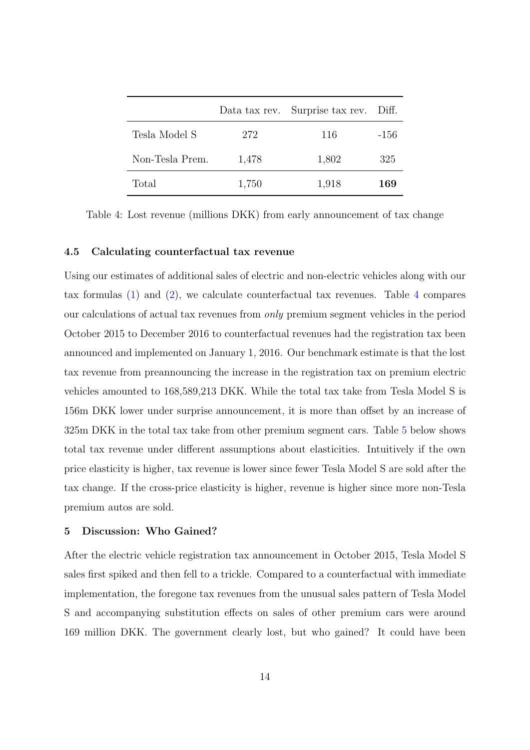|  | Data tax rev. | Surprise tax rev. | Diff. |
|---|---|---|---|
| Tesla Model S | 272 | 116 | -156 |
| Non-Tesla Prem. | 1,478 | 1,802 | 325 |
| Total | 1,750 | 1,918 | **169** |

Table 4: Lost revenue (millions DKK) from early announcement of tax change

### 4.5 Calculating counterfactual tax revenue

Using our estimates of additional sales of electric and non-electric vehicles along with our tax formulas (1) and (2), we calculate counterfactual tax revenues. Table 4 compares our calculations of actual tax revenues from *only* premium segment vehicles in the period October 2015 to December 2016 to counterfactual revenues had the registration tax been announced and implemented on January 1, 2016. Our benchmark estimate is that the lost tax revenue from preannouncing the increase in the registration tax on premium electric vehicles amounted to 168,589,213 DKK. While the total tax take from Tesla Model S is 156m DKK lower under surprise announcement, it is more than offset by an increase of 325m DKK in the total tax take from other premium segment cars. Table 5 below shows total tax revenue under different assumptions about elasticities. Intuitively if the own price elasticity is higher, tax revenue is lower since fewer Tesla Model S are sold after the tax change. If the cross-price elasticity is higher, revenue is higher since more non-Tesla premium autos are sold.

## 5 Discussion: Who Gained?

After the electric vehicle registration tax announcement in October 2015, Tesla Model S sales first spiked and then fell to a trickle. Compared to a counterfactual with immediate implementation, the foregone tax revenues from the unusual sales pattern of Tesla Model S and accompanying substitution effects on sales of other premium cars were around 169 million DKK. The government clearly lost, but who gained? It could have been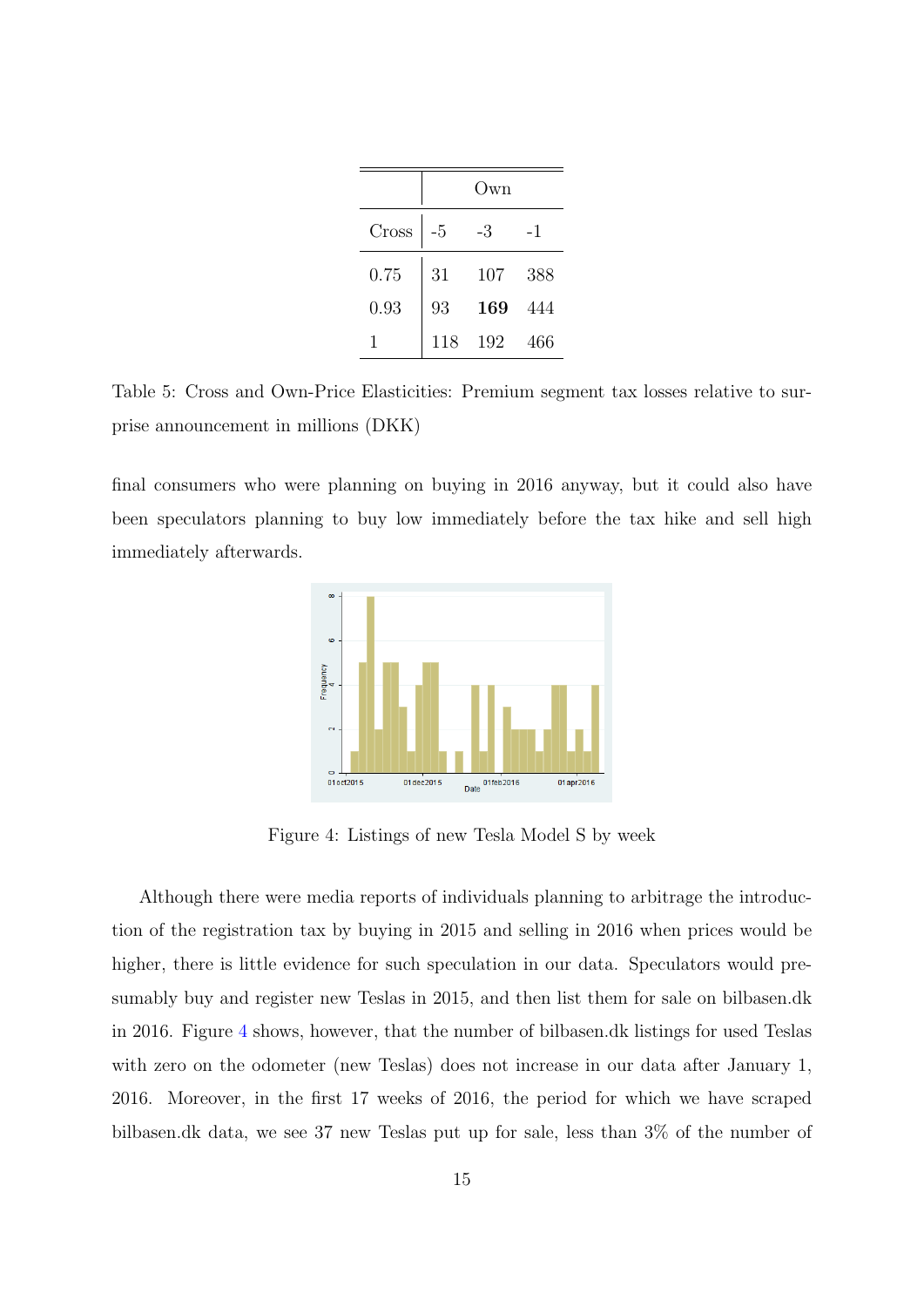|  | Own |  |  |
|---|---|---|---|
| Cross | -5 | -3 | -1 |
| 0.75 | 31 | 107 | 388 |
| 0.93 | 93 | **169** | 444 |
| 1 | 118 | 192 | 466 |

Table 5: Cross and Own-Price Elasticities: Premium segment tax losses relative to surprise announcement in millions (DKK)

final consumers who were planning on buying in 2016 anyway, but it could also have been speculators planning to buy low immediately before the tax hike and sell high immediately afterwards.

Figure 4: Listings of new Tesla Model S by week

Although there were media reports of individuals planning to arbitrage the introduction of the registration tax by buying in 2015 and selling in 2016 when prices would be higher, there is little evidence for such speculation in our data. Speculators would presumably buy and register new Teslas in 2015, and then list them for sale on bilbasen.dk in 2016. Figure 4 shows, however, that the number of bilbasen.dk listings for used Teslas with zero on the odometer (new Teslas) does not increase in our data after January 1, 2016. Moreover, in the first 17 weeks of 2016, the period for which we have scraped bilbasen.dk data, we see 37 new Teslas put up for sale, less than 3% of the number of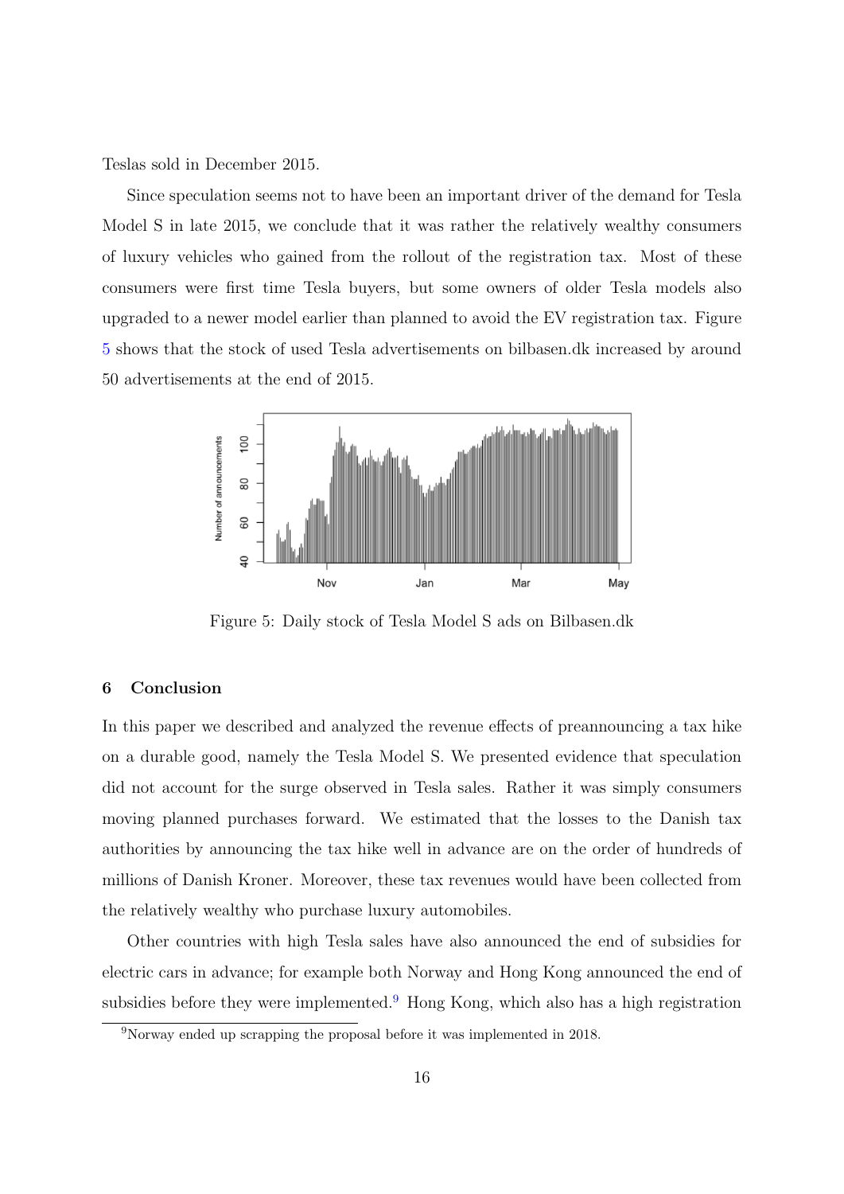Teslas sold in December 2015.

Since speculation seems not to have been an important driver of the demand for Tesla Model S in late 2015, we conclude that it was rather the relatively wealthy consumers of luxury vehicles who gained from the rollout of the registration tax. Most of these consumers were first time Tesla buyers, but some owners of older Tesla models also upgraded to a newer model earlier than planned to avoid the EV registration tax. Figure 5 shows that the stock of used Tesla advertisements on bilbasen.dk increased by around 50 advertisements at the end of 2015.

Figure 5: Daily stock of Tesla Model S ads on Bilbasen.dk

## 6 Conclusion

In this paper we described and analyzed the revenue effects of preannouncing a tax hike on a durable good, namely the Tesla Model S. We presented evidence that speculation did not account for the surge observed in Tesla sales. Rather it was simply consumers moving planned purchases forward. We estimated that the losses to the Danish tax authorities by announcing the tax hike well in advance are on the order of hundreds of millions of Danish Kroner. Moreover, these tax revenues would have been collected from the relatively wealthy who purchase luxury automobiles.

Other countries with high Tesla sales have also announced the end of subsidies for electric cars in advance; for example both Norway and Hong Kong announced the end of subsidies before they were implemented.[9] Hong Kong, which also has a high registration

[9] Norway ended up scrapping the proposal before it was implemented in 2018.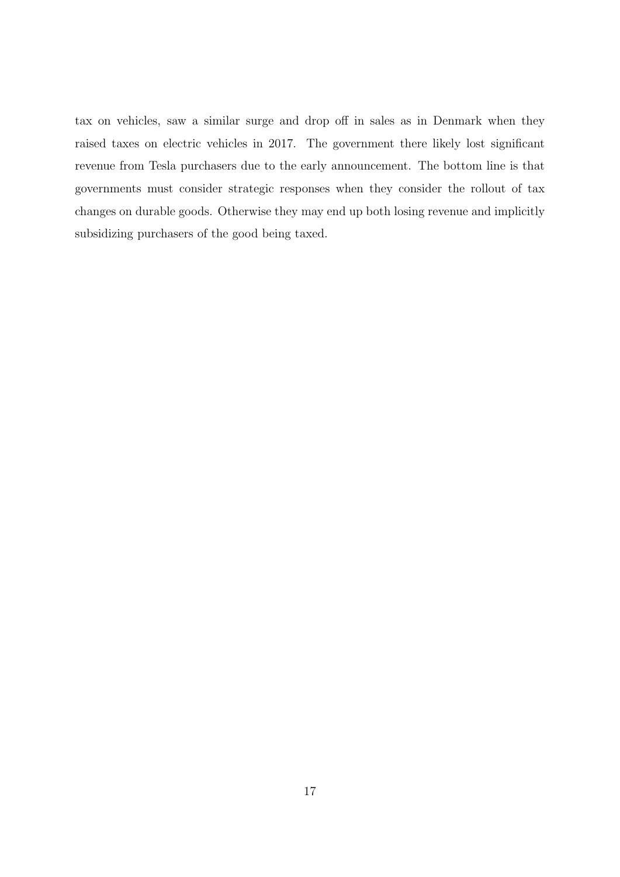tax on vehicles, saw a similar surge and drop off in sales as in Denmark when they raised taxes on electric vehicles in 2017. The government there likely lost significant revenue from Tesla purchasers due to the early announcement. The bottom line is that governments must consider strategic responses when they consider the rollout of tax changes on durable goods. Otherwise they may end up both losing revenue and implicitly subsidizing purchasers of the good being taxed.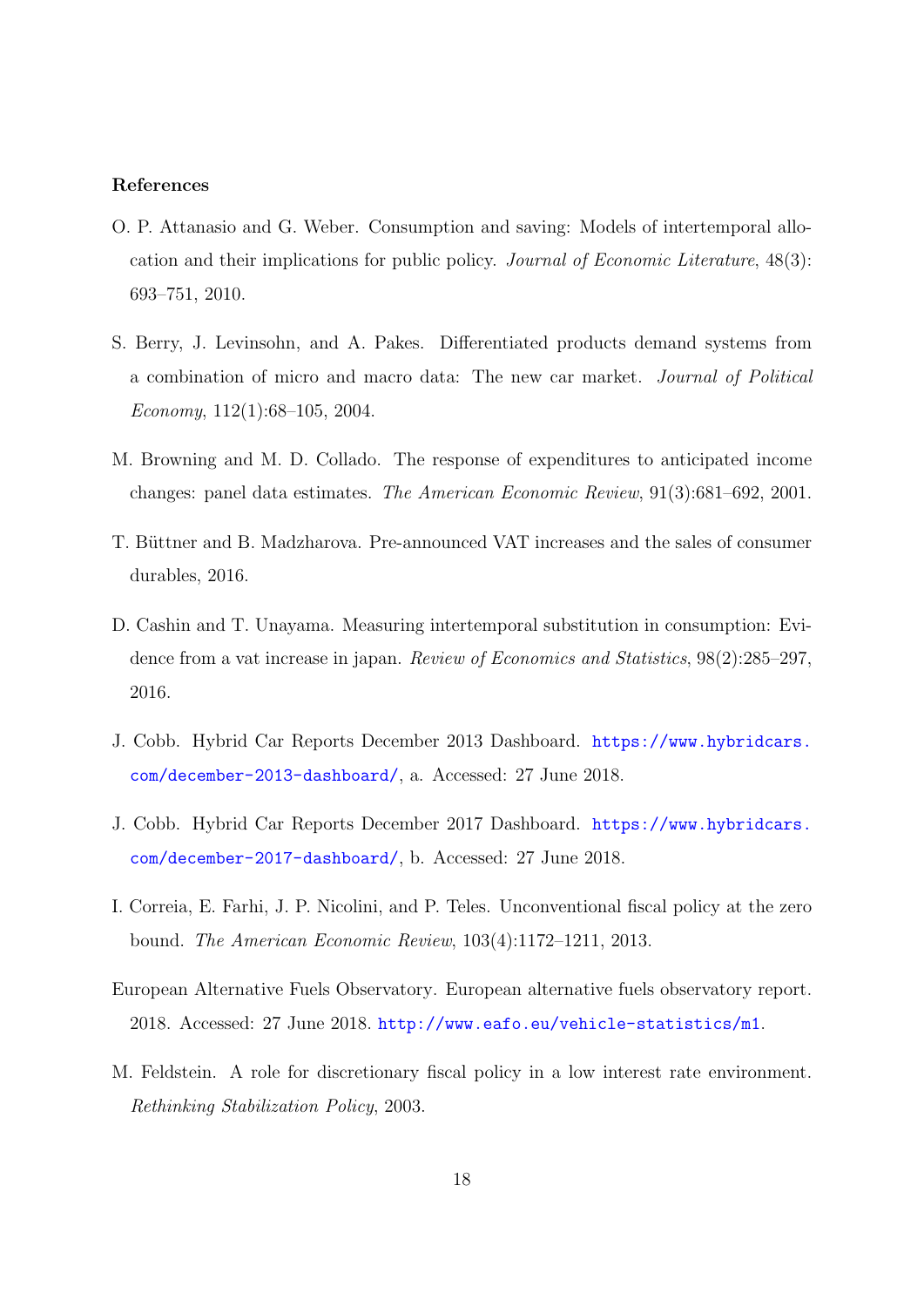**References**

O. P. Attanasio and G. Weber. Consumption and saving: Models of intertemporal allocation and their implications for public policy. *Journal of Economic Literature*, 48(3): 693–751, 2010.

S. Berry, J. Levinsohn, and A. Pakes. Differentiated products demand systems from a combination of micro and macro data: The new car market. *Journal of Political Economy*, 112(1):68–105, 2004.

M. Browning and M. D. Collado. The response of expenditures to anticipated income changes: panel data estimates. *The American Economic Review*, 91(3):681–692, 2001.

T. Büttner and B. Madzharova. Pre-announced VAT increases and the sales of consumer durables, 2016.

D. Cashin and T. Unayama. Measuring intertemporal substitution in consumption: Evidence from a vat increase in japan. *Review of Economics and Statistics*, 98(2):285–297, 2016.

J. Cobb. Hybrid Car Reports December 2013 Dashboard. https://www.hybridcars.com/december-2013-dashboard/, a. Accessed: 27 June 2018.

J. Cobb. Hybrid Car Reports December 2017 Dashboard. https://www.hybridcars.com/december-2017-dashboard/, b. Accessed: 27 June 2018.

I. Correia, E. Farhi, J. P. Nicolini, and P. Teles. Unconventional fiscal policy at the zero bound. *The American Economic Review*, 103(4):1172–1211, 2013.

European Alternative Fuels Observatory. European alternative fuels observatory report. 2018. Accessed: 27 June 2018. http://www.eafo.eu/vehicle-statistics/m1.

M. Feldstein. A role for discretionary fiscal policy in a low interest rate environment. *Rethinking Stabilization Policy*, 2003.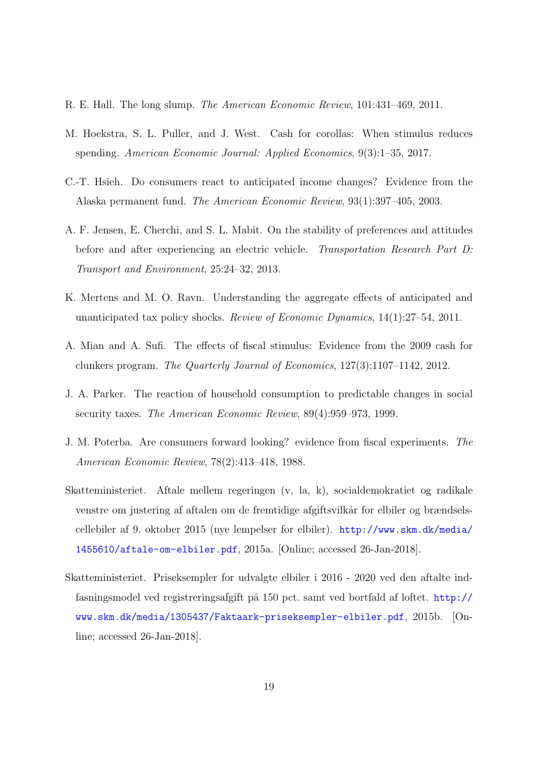R. E. Hall. The long slump. *The American Economic Review*, 101:431–469, 2011.

M. Hoekstra, S. L. Puller, and J. West. Cash for corollas: When stimulus reduces spending. *American Economic Journal: Applied Economics*, 9(3):1–35, 2017.

C.-T. Hsieh. Do consumers react to anticipated income changes? Evidence from the Alaska permanent fund. *The American Economic Review*, 93(1):397–405, 2003.

A. F. Jensen, E. Cherchi, and S. L. Mabit. On the stability of preferences and attitudes before and after experiencing an electric vehicle. *Transportation Research Part D: Transport and Environment*, 25:24–32, 2013.

K. Mertens and M. O. Ravn. Understanding the aggregate effects of anticipated and unanticipated tax policy shocks. *Review of Economic Dynamics*, 14(1):27–54, 2011.

A. Mian and A. Sufi. The effects of fiscal stimulus: Evidence from the 2009 cash for clunkers program. *The Quarterly Journal of Economics*, 127(3):1107–1142, 2012.

J. A. Parker. The reaction of household consumption to predictable changes in social security taxes. *The American Economic Review*, 89(4):959–973, 1999.

J. M. Poterba. Are consumers forward looking? evidence from fiscal experiments. *The American Economic Review*, 78(2):413–418, 1988.

Skatteministeriet. Aftale mellem regeringen (v, la, k), socialdemokratiet og radikale venstre om justering af aftalen om de fremtidige afgiftsvilkår for elbiler og brændselscellebiler af 9. oktober 2015 (nye lempelser for elbiler). http://www.skm.dk/media/1455610/aftale-om-elbiler.pdf, 2015a. [Online; accessed 26-Jan-2018].

Skatteministeriet. Priseksempler for udvalgte elbiler i 2016 - 2020 ved den aftalte indfasningsmodel ved registreringsafgift på 150 pct. samt ved bortfald af loftet. http://www.skm.dk/media/1305437/Faktaark-priseksempler-elbiler.pdf, 2015b. [Online; accessed 26-Jan-2018].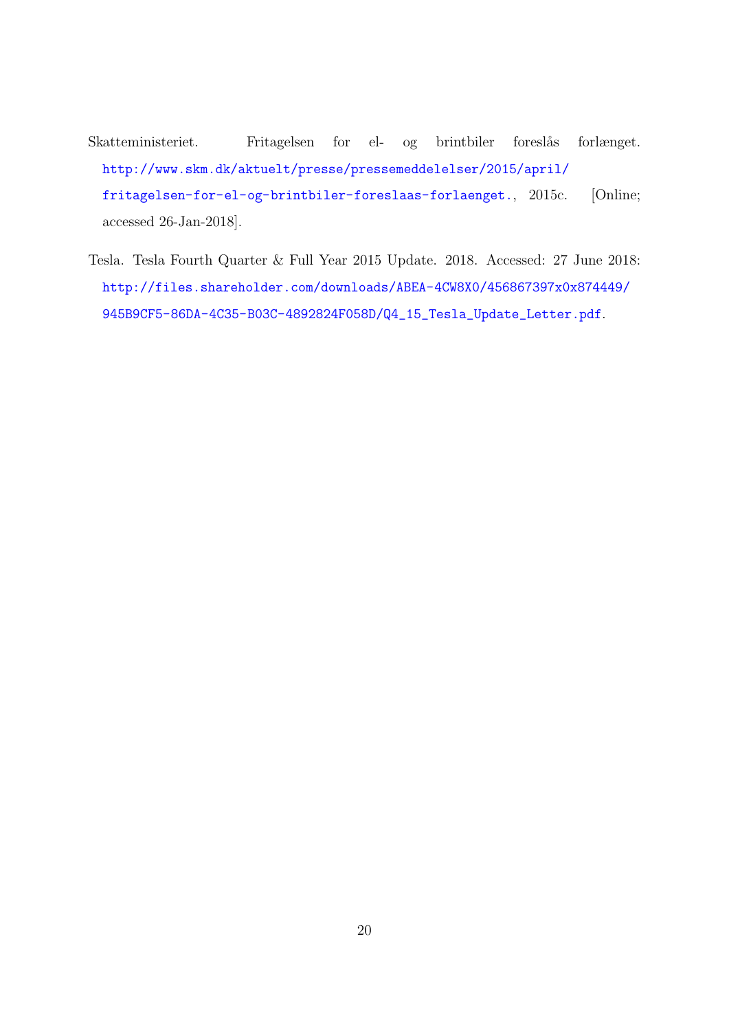Skatteministeriet. Fritagelsen for el- og brintbiler foreslås forlænget. http://www.skm.dk/aktuelt/presse/pressemeddelelser/2015/april/fritagelsen-for-el-og-brintbiler-foreslaas-forlaenget., 2015c. [Online; accessed 26-Jan-2018].

Tesla. Tesla Fourth Quarter & Full Year 2015 Update. 2018. Accessed: 27 June 2018: http://files.shareholder.com/downloads/ABEA-4CW8X0/456867397x0x874449/945B9CF5-86DA-4C35-B03C-4892824F058D/Q4_15_Tesla_Update_Letter.pdf.